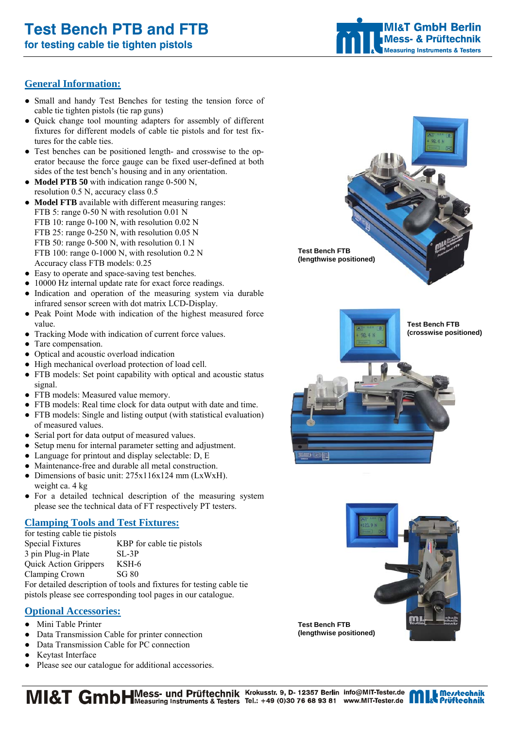# Test Bench PTB and FTB

## for testing cable tie tighten pistols

## General Information:

- Small and handy Test Benches for testing the tension force of cable tie tighten pistols (tie rap guns)
- Quick change tool mounting adapters for assembly of different fixtures for different models of cable tie pistols and for test fixtures for the cable ties.
- Test benches can be positioned length- and crosswise to the operator because the force gauge can be fixed user-defined at both sides of the test bench's housing and in any orientation.
- **Model PTB 50** with indication range 0-500 N, resolution 0.5 N, accuracy class 0.5
- **Model FTB** available with different measuring ranges:
  FTB 5: range 0-50 N with resolution 0.01 N
  FTB 10: range 0-100 N, with resolution 0.02 N
  FTB 25: range 0-250 N, with resolution 0.05 N
  FTB 50: range 0-500 N, with resolution 0.1 N
  FTB 100: range 0-1000 N, with resolution 0.2 N
  Accuracy class FTB models: 0.25
- Easy to operate and space-saving test benches.
- 10000 Hz internal update rate for exact force readings.
- Indication and operation of the measuring system via durable infrared sensor screen with dot matrix LCD-Display.
- Peak Point Mode with indication of the highest measured force value.
- Tracking Mode with indication of current force values.
- Tare compensation.
- Optical and acoustic overload indication
- High mechanical overload protection of load cell.
- FTB models: Set point capability with optical and acoustic status signal.
- FTB models: Measured value memory.
- FTB models: Real time clock for data output with date and time.
- FTB models: Single and listing output (with statistical evaluation) of measured values.
- Serial port for data output of measured values.
- Setup menu for internal parameter setting and adjustment.
- Language for printout and display selectable: D, E
- Maintenance-free and durable all metal construction.
- Dimensions of basic unit: 275x116x124 mm (LxWxH). weight ca. 4 kg
- For a detailed technical description of the measuring system please see the technical data of FT respectively PT testers.

## Clamping Tools and Test Fixtures:

for testing cable tie pistols

| | |
|---|---|
| Special Fixtures | KBP for cable tie pistols |
| 3 pin Plug-in Plate | SL-3P |
| Quick Action Grippers | KSH-6 |
| Clamping Crown | SG 80 |

For detailed description of tools and fixtures for testing cable tie pistols please see corresponding tool pages in our catalogue.

## Optional Accessories:

- Mini Table Printer
- Data Transmission Cable for printer connection
- Data Transmission Cable for PC connection
- Keytast Interface
- Please see our catalogue for additional accessories.

Test Bench FTB (lengthwise positioned)

Test Bench FTB (crosswise positioned)

Test Bench FTB (lengthwise positioned)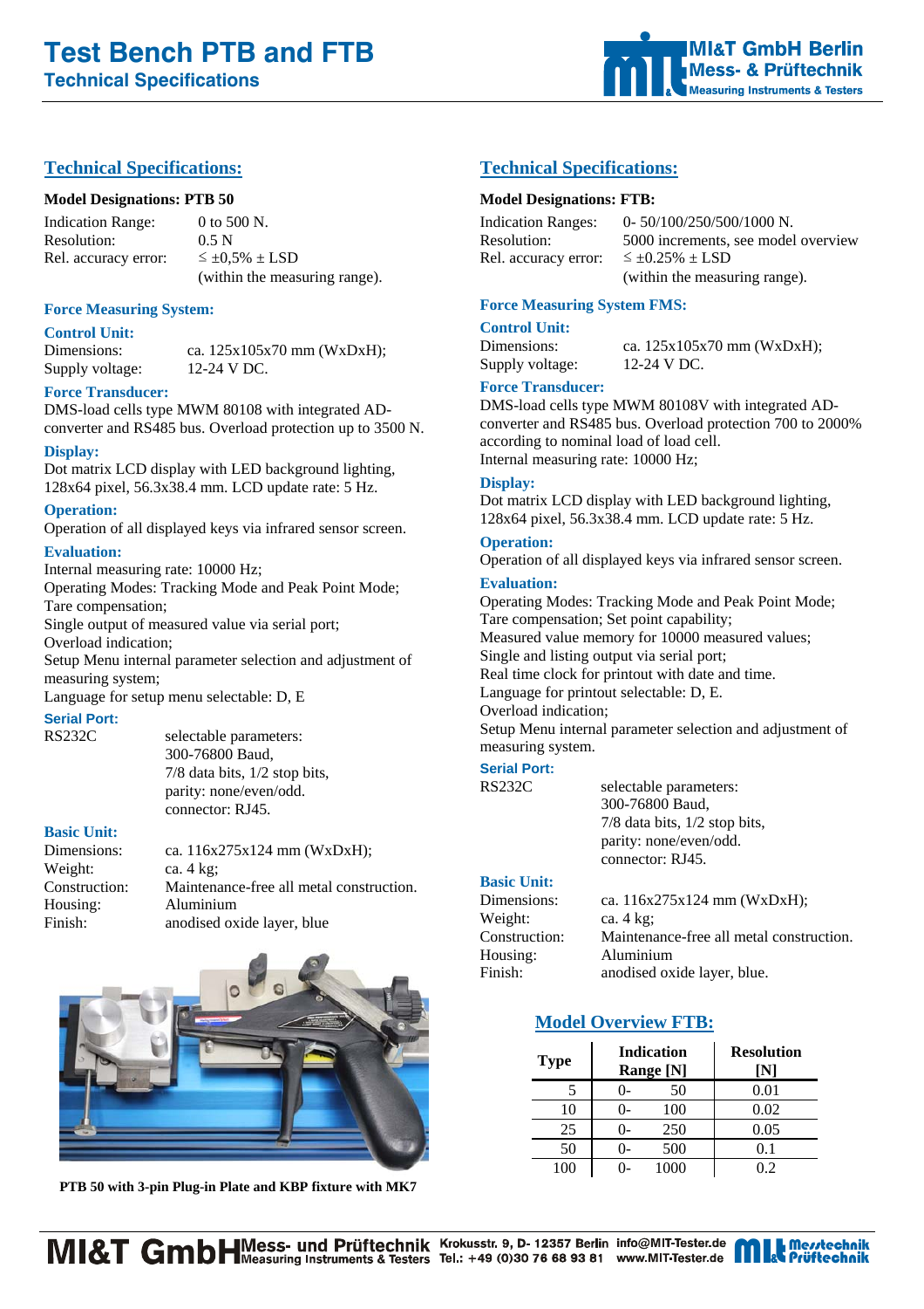# Test Bench PTB and FTB

## Technical Specifications

## Technical Specifications:

**Model Designations: PTB 50**

Indication Range: 0 to 500 N.
Resolution: 0.5 N
Rel. accuracy error: ≤ ±0,5% ± LSD
(within the measuring range).

### Force Measuring System:

**Control Unit:**
Dimensions: ca. 125x105x70 mm (WxDxH);
Supply voltage: 12-24 V DC.

**Force Transducer:**
DMS-load cells type MWM 80108 with integrated AD-converter and RS485 bus. Overload protection up to 3500 N.

**Display:**
Dot matrix LCD display with LED background lighting, 128x64 pixel, 56.3x38.4 mm. LCD update rate: 5 Hz.

**Operation:**
Operation of all displayed keys via infrared sensor screen.

**Evaluation:**
Internal measuring rate: 10000 Hz;
Operating Modes: Tracking Mode and Peak Point Mode;
Tare compensation;
Single output of measured value via serial port;
Overload indication;
Setup Menu internal parameter selection and adjustment of measuring system;
Language for setup menu selectable: D, E

**Serial Port:**
RS232C selectable parameters:
300-76800 Baud,
7/8 data bits, 1/2 stop bits,
parity: none/even/odd.
connector: RJ45.

**Basic Unit:**
Dimensions: ca. 116x275x124 mm (WxDxH);
Weight: ca. 4 kg;
Construction: Maintenance-free all metal construction.
Housing: Aluminium
Finish: anodised oxide layer, blue

**PTB 50 with 3-pin Plug-in Plate and KBP fixture with MK7**

## Technical Specifications:

**Model Designations: FTB:**

Indication Ranges: 0- 50/100/250/500/1000 N.
Resolution: 5000 increments, see model overview
Rel. accuracy error: ≤ ±0.25% ± LSD
(within the measuring range).

### Force Measuring System FMS:

**Control Unit:**
Dimensions: ca. 125x105x70 mm (WxDxH);
Supply voltage: 12-24 V DC.

**Force Transducer:**
DMS-load cells type MWM 80108V with integrated AD-converter and RS485 bus. Overload protection 700 to 2000% according to nominal load of load cell.
Internal measuring rate: 10000 Hz;

**Display:**
Dot matrix LCD display with LED background lighting, 128x64 pixel, 56.3x38.4 mm. LCD update rate: 5 Hz.

**Operation:**
Operation of all displayed keys via infrared sensor screen.

**Evaluation:**
Operating Modes: Tracking Mode and Peak Point Mode;
Tare compensation; Set point capability;
Measured value memory for 10000 measured values;
Single and listing output via serial port;
Real time clock for printout with date and time.
Language for printout selectable: D, E.
Overload indication;
Setup Menu internal parameter selection and adjustment of measuring system.

**Serial Port:**
RS232C selectable parameters:
300-76800 Baud,
7/8 data bits, 1/2 stop bits,
parity: none/even/odd.
connector: RJ45.

**Basic Unit:**
Dimensions: ca. 116x275x124 mm (WxDxH);
Weight: ca. 4 kg;
Construction: Maintenance-free all metal construction.
Housing: Aluminium
Finish: anodised oxide layer, blue.

## Model Overview FTB:

| Type | Indication Range [N] | Resolution [N] |
|---|---|---|
| 5 | 0- 50 | 0.01 |
| 10 | 0- 100 | 0.02 |
| 25 | 0- 250 | 0.05 |
| 50 | 0- 500 | 0.1 |
| 100 | 0- 1000 | 0.2 |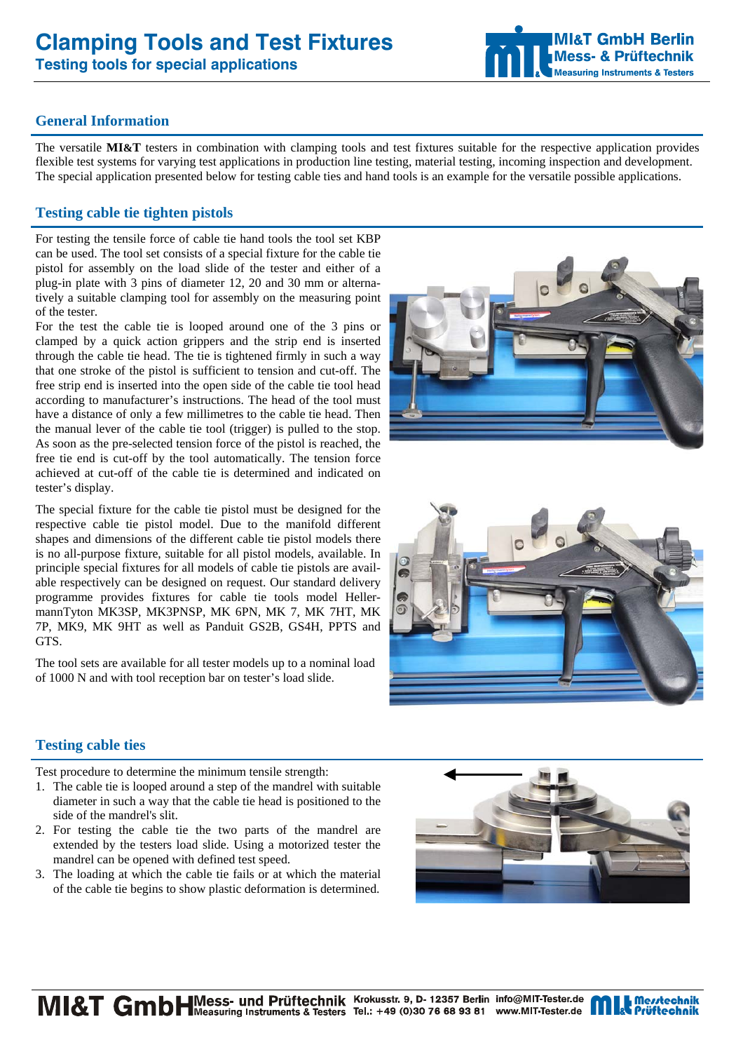# Clamping Tools and Test Fixtures

**Testing tools for special applications**

## General Information

The versatile **MI&T** testers in combination with clamping tools and test fixtures suitable for the respective application provides flexible test systems for varying test applications in production line testing, material testing, incoming inspection and development. The special application presented below for testing cable ties and hand tools is an example for the versatile possible applications.

## Testing cable tie tighten pistols

For testing the tensile force of cable tie hand tools the tool set KBP can be used. The tool set consists of a special fixture for the cable tie pistol for assembly on the load slide of the tester and either of a plug-in plate with 3 pins of diameter 12, 20 and 30 mm or alternatively a suitable clamping tool for assembly on the measuring point of the tester.

For the test the cable tie is looped around one of the 3 pins or clamped by a quick action grippers and the strip end is inserted through the cable tie head. The tie is tightened firmly in such a way that one stroke of the pistol is sufficient to tension and cut-off. The free strip end is inserted into the open side of the cable tie tool head according to manufacturer's instructions. The head of the tool must have a distance of only a few millimetres to the cable tie head. Then the manual lever of the cable tie tool (trigger) is pulled to the stop. As soon as the pre-selected tension force of the pistol is reached, the free tie end is cut-off by the tool automatically. The tension force achieved at cut-off of the cable tie is determined and indicated on tester's display.

The special fixture for the cable tie pistol must be designed for the respective cable tie pistol model. Due to the manifold different shapes and dimensions of the different cable tie pistol models there is no all-purpose fixture, suitable for all pistol models, available. In principle special fixtures for all models of cable tie pistols are available respectively can be designed on request. Our standard delivery programme provides fixtures for cable tie tools model HellermannTyton MK3SP, MK3PNSP, MK 6PN, MK 7, MK 7HT, MK 7P, MK9, MK 9HT as well as Panduit GS2B, GS4H, PPTS and GTS.

The tool sets are available for all tester models up to a nominal load of 1000 N and with tool reception bar on tester's load slide.

## Testing cable ties

Test procedure to determine the minimum tensile strength:

1. The cable tie is looped around a step of the mandrel with suitable diameter in such a way that the cable tie head is positioned to the side of the mandrel's slit.
2. For testing the cable tie the two parts of the mandrel are extended by the testers load slide. Using a motorized tester the mandrel can be opened with defined test speed.
3. The loading at which the cable tie fails or at which the material of the cable tie begins to show plastic deformation is determined.